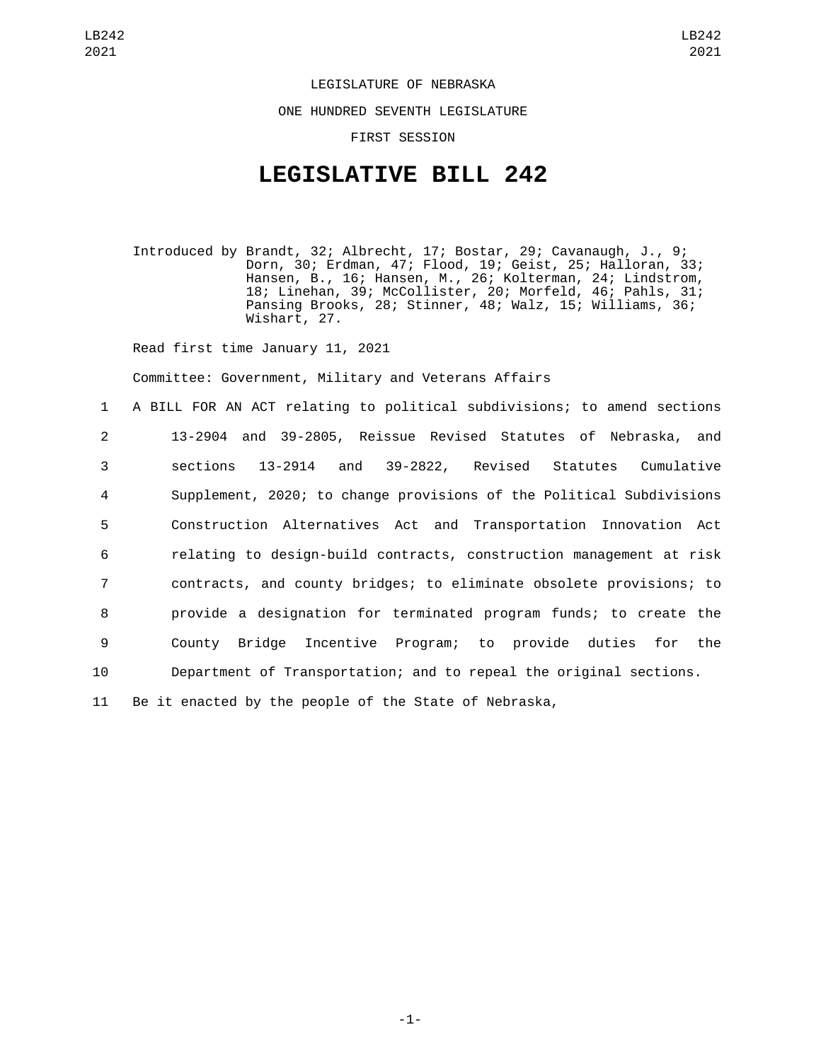LEGISLATURE OF NEBRASKA

ONE HUNDRED SEVENTH LEGISLATURE

FIRST SESSION

# LEGISLATIVE BILL 242

Introduced by Brandt, 32; Albrecht, 17; Bostar, 29; Cavanaugh, J., 9; Dorn, 30; Erdman, 47; Flood, 19; Geist, 25; Halloran, 33; Hansen, B., 16; Hansen, M., 26; Kolterman, 24; Lindstrom, 18; Linehan, 39; McCollister, 20; Morfeld, 46; Pahls, 31; Pansing Brooks, 28; Stinner, 48; Walz, 15; Williams, 36; Wishart, 27.

Read first time January 11, 2021

Committee: Government, Military and Veterans Affairs

1 A BILL FOR AN ACT relating to political subdivisions; to amend sections
2 13-2904 and 39-2805, Reissue Revised Statutes of Nebraska, and
3 sections 13-2914 and 39-2822, Revised Statutes Cumulative
4 Supplement, 2020; to change provisions of the Political Subdivisions
5 Construction Alternatives Act and Transportation Innovation Act
6 relating to design-build contracts, construction management at risk
7 contracts, and county bridges; to eliminate obsolete provisions; to
8 provide a designation for terminated program funds; to create the
9 County Bridge Incentive Program; to provide duties for the
10 Department of Transportation; and to repeal the original sections.

11 Be it enacted by the people of the State of Nebraska,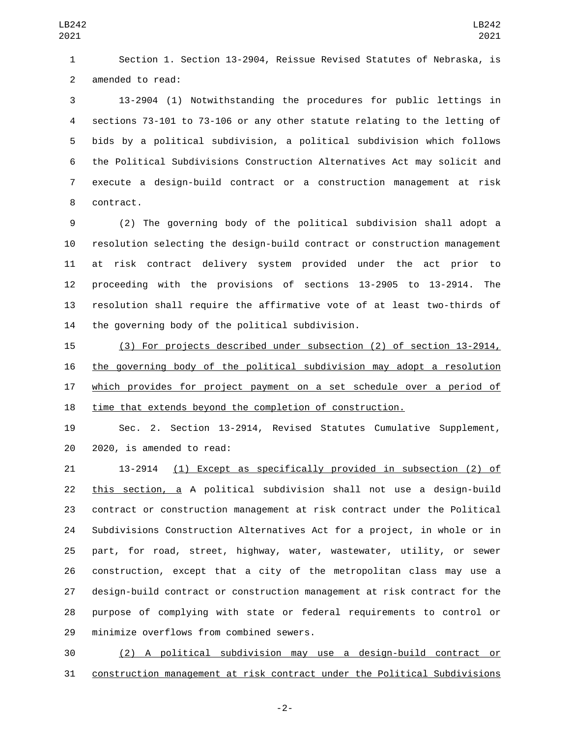Section 1. Section 13-2904, Reissue Revised Statutes of Nebraska, is amended to read:

13-2904 (1) Notwithstanding the procedures for public lettings in sections 73-101 to 73-106 or any other statute relating to the letting of bids by a political subdivision, a political subdivision which follows the Political Subdivisions Construction Alternatives Act may solicit and execute a design-build contract or a construction management at risk contract.

(2) The governing body of the political subdivision shall adopt a resolution selecting the design-build contract or construction management at risk contract delivery system provided under the act prior to proceeding with the provisions of sections 13-2905 to 13-2914. The resolution shall require the affirmative vote of at least two-thirds of the governing body of the political subdivision.

(3) For projects described under subsection (2) of section 13-2914, the governing body of the political subdivision may adopt a resolution which provides for project payment on a set schedule over a period of time that extends beyond the completion of construction.

Sec. 2. Section 13-2914, Revised Statutes Cumulative Supplement, 2020, is amended to read:

13-2914 (1) Except as specifically provided in subsection (2) of this section, a ~~A~~ political subdivision shall not use a design-build contract or construction management at risk contract under the Political Subdivisions Construction Alternatives Act for a project, in whole or in part, for road, street, highway, water, wastewater, utility, or sewer construction, except that a city of the metropolitan class may use a design-build contract or construction management at risk contract for the purpose of complying with state or federal requirements to control or minimize overflows from combined sewers.

(2) A political subdivision may use a design-build contract or construction management at risk contract under the Political Subdivisions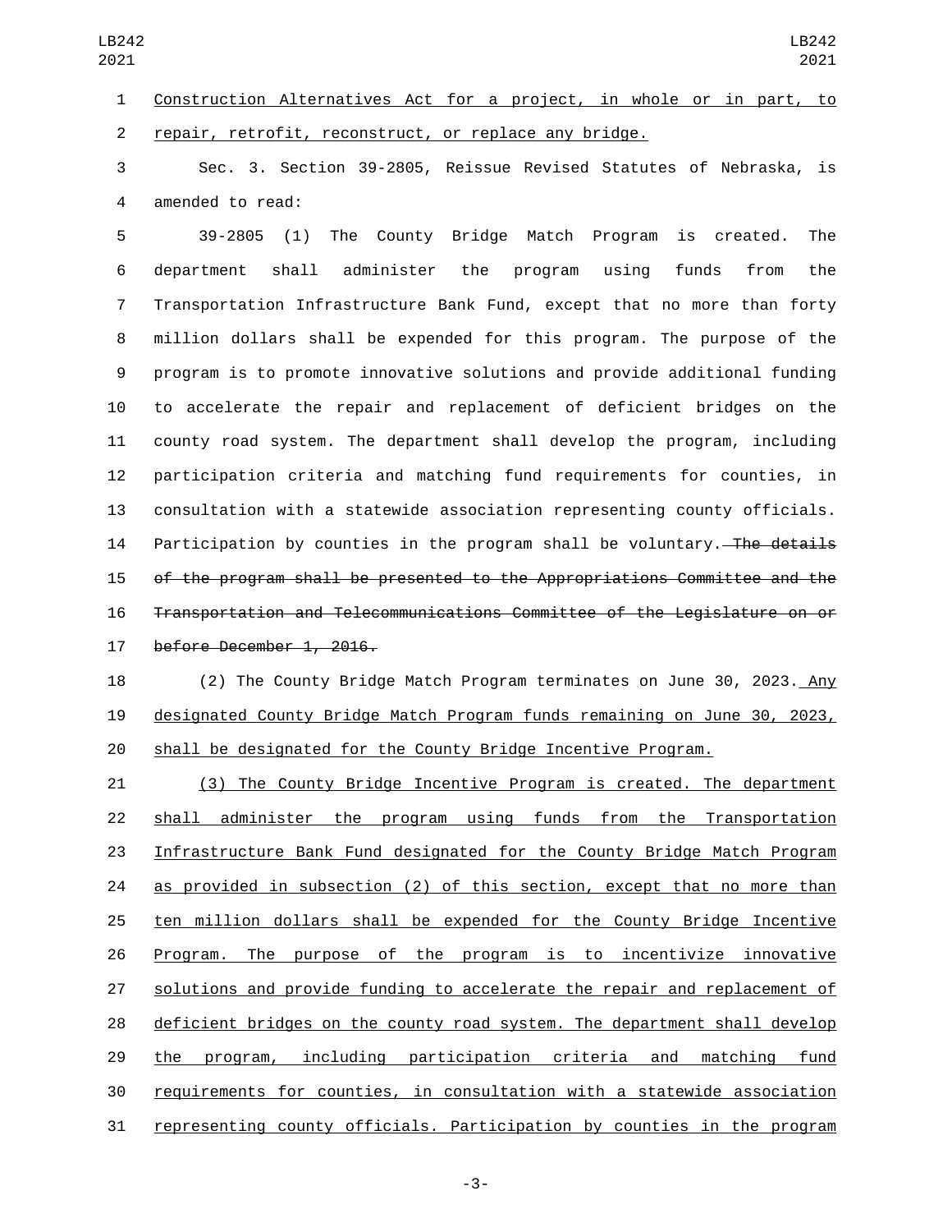Construction Alternatives Act for a project, in whole or in part, to repair, retrofit, reconstruct, or replace any bridge.

Sec. 3. Section 39-2805, Reissue Revised Statutes of Nebraska, is amended to read:

39-2805 (1) The County Bridge Match Program is created. The department shall administer the program using funds from the Transportation Infrastructure Bank Fund, except that no more than forty million dollars shall be expended for this program. The purpose of the program is to promote innovative solutions and provide additional funding to accelerate the repair and replacement of deficient bridges on the county road system. The department shall develop the program, including participation criteria and matching fund requirements for counties, in consultation with a statewide association representing county officials. Participation by counties in the program shall be voluntary. ~~The details of the program shall be presented to the Appropriations Committee and the Transportation and Telecommunications Committee of the Legislature on or before December 1, 2016.~~

(2) The County Bridge Match Program terminates on June 30, 2023. Any designated County Bridge Match Program funds remaining on June 30, 2023, shall be designated for the County Bridge Incentive Program.

(3) The County Bridge Incentive Program is created. The department shall administer the program using funds from the Transportation Infrastructure Bank Fund designated for the County Bridge Match Program as provided in subsection (2) of this section, except that no more than ten million dollars shall be expended for the County Bridge Incentive Program. The purpose of the program is to incentivize innovative solutions and provide funding to accelerate the repair and replacement of deficient bridges on the county road system. The department shall develop the program, including participation criteria and matching fund requirements for counties, in consultation with a statewide association representing county officials. Participation by counties in the program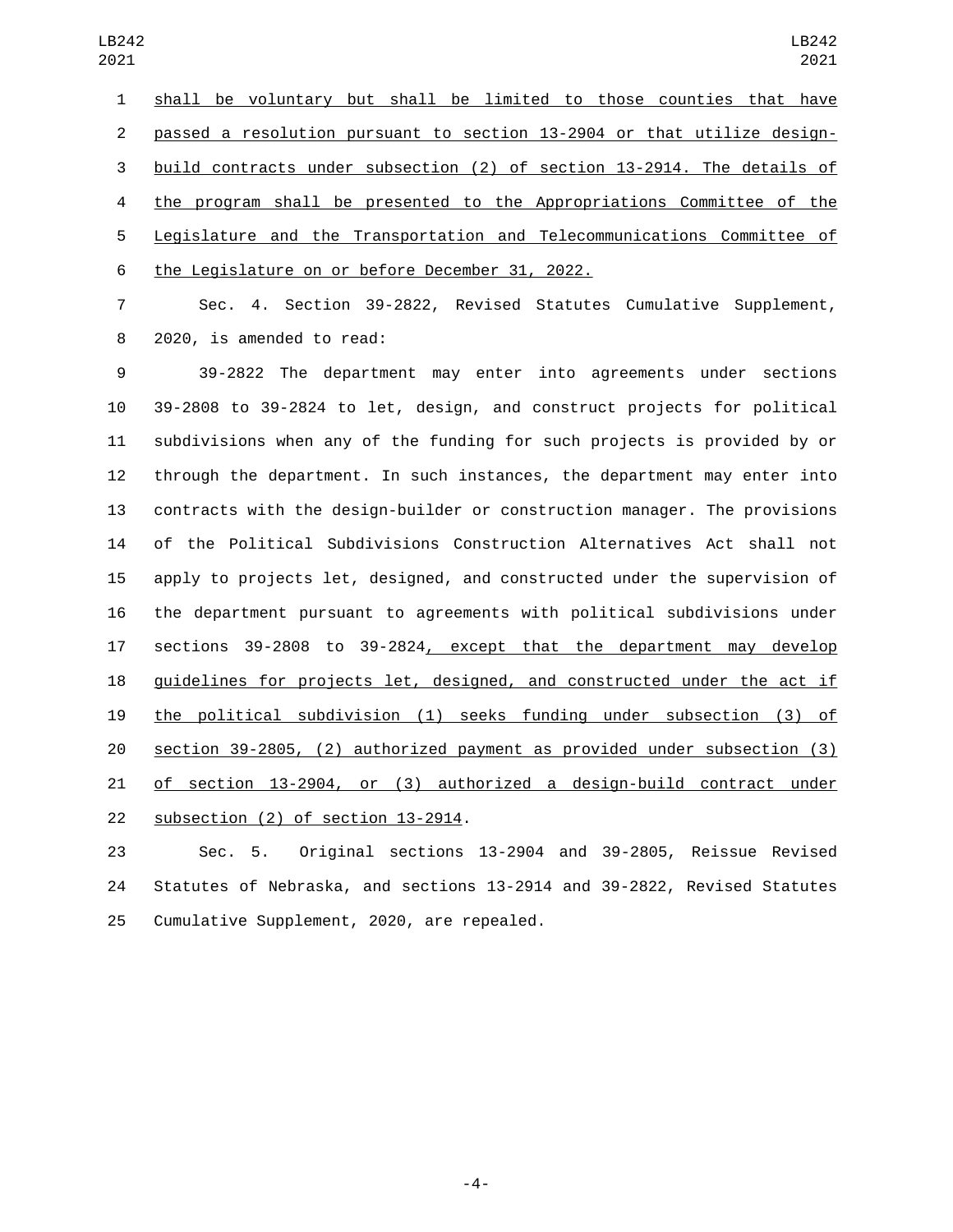shall be voluntary but shall be limited to those counties that have passed a resolution pursuant to section 13-2904 or that utilize design-build contracts under subsection (2) of section 13-2914. The details of the program shall be presented to the Appropriations Committee of the Legislature and the Transportation and Telecommunications Committee of the Legislature on or before December 31, 2022.

Sec. 4. Section 39-2822, Revised Statutes Cumulative Supplement, 2020, is amended to read:

39-2822 The department may enter into agreements under sections 39-2808 to 39-2824 to let, design, and construct projects for political subdivisions when any of the funding for such projects is provided by or through the department. In such instances, the department may enter into contracts with the design-builder or construction manager. The provisions of the Political Subdivisions Construction Alternatives Act shall not apply to projects let, designed, and constructed under the supervision of the department pursuant to agreements with political subdivisions under sections 39-2808 to 39-2824, except that the department may develop guidelines for projects let, designed, and constructed under the act if the political subdivision (1) seeks funding under subsection (3) of section 39-2805, (2) authorized payment as provided under subsection (3) of section 13-2904, or (3) authorized a design-build contract under subsection (2) of section 13-2914.

Sec. 5. Original sections 13-2904 and 39-2805, Reissue Revised Statutes of Nebraska, and sections 13-2914 and 39-2822, Revised Statutes Cumulative Supplement, 2020, are repealed.